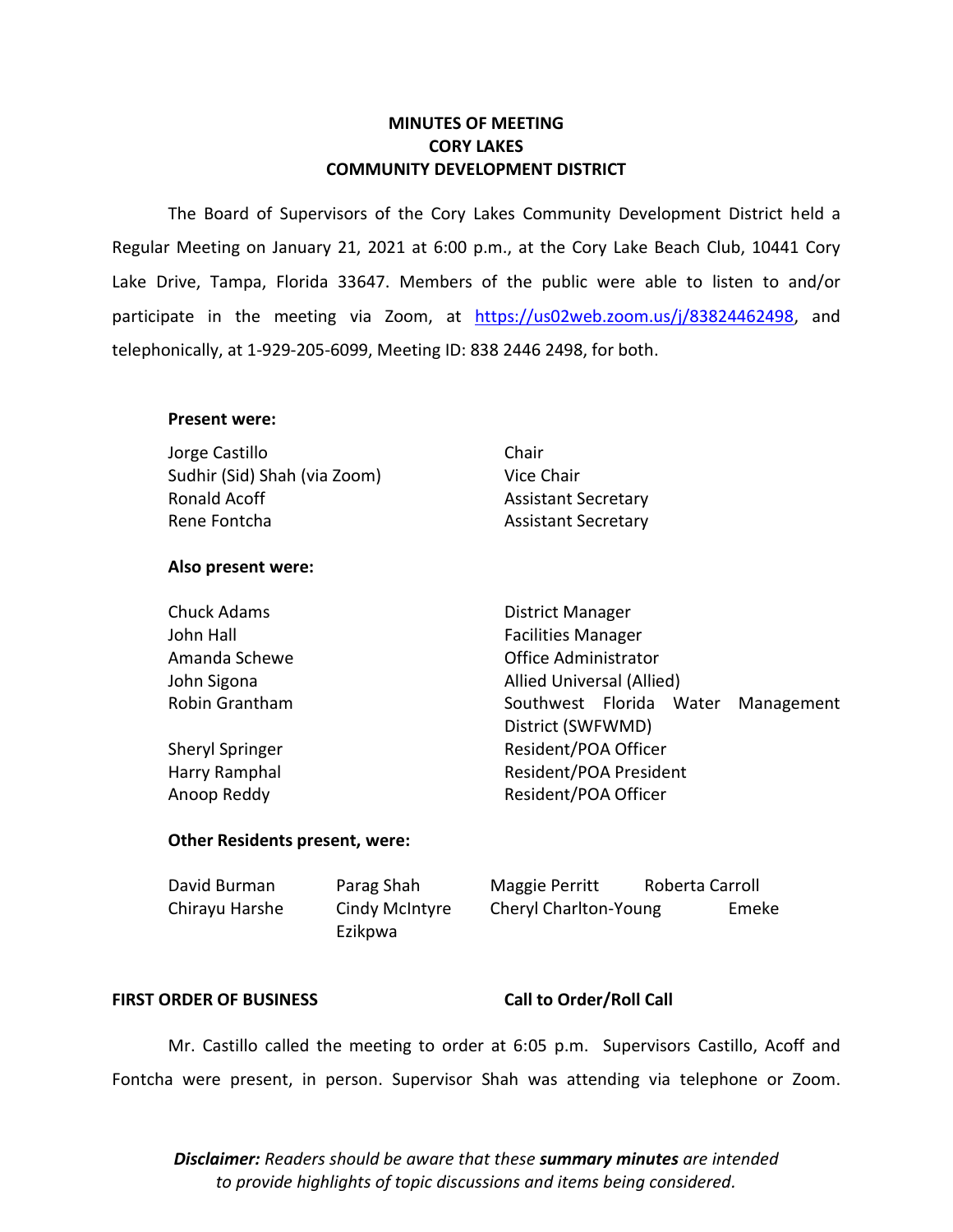# MINUTES OF MEETING
# CORY LAKES
# COMMUNITY DEVELOPMENT DISTRICT

The Board of Supervisors of the Cory Lakes Community Development District held a Regular Meeting on January 21, 2021 at 6:00 p.m., at the Cory Lake Beach Club, 10441 Cory Lake Drive, Tampa, Florida 33647. Members of the public were able to listen to and/or participate in the meeting via Zoom, at https://us02web.zoom.us/j/83824462498, and telephonically, at 1-929-205-6099, Meeting ID: 838 2446 2498, for both.

**Present were:**

| | |
|---|---|
| Jorge Castillo | Chair |
| Sudhir (Sid) Shah (via Zoom) | Vice Chair |
| Ronald Acoff | Assistant Secretary |
| Rene Fontcha | Assistant Secretary |

**Also present were:**

| | |
|---|---|
| Chuck Adams | District Manager |
| John Hall | Facilities Manager |
| Amanda Schewe | Office Administrator |
| John Sigona | Allied Universal (Allied) |
| Robin Grantham | Southwest Florida Water Management District (SWFWMD) |
| Sheryl Springer | Resident/POA Officer |
| Harry Ramphal | Resident/POA President |
| Anoop Reddy | Resident/POA Officer |

**Other Residents present, were:**

| | | | |
|---|---|---|---|
| David Burman | Parag Shah | Maggie Perritt | Roberta Carroll |
| Chirayu Harshe | Cindy McIntyre | Cheryl Charlton-Young | Emeke Ezikpwa |

**FIRST ORDER OF BUSINESS** **Call to Order/Roll Call**

Mr. Castillo called the meeting to order at 6:05 p.m. Supervisors Castillo, Acoff and Fontcha were present, in person. Supervisor Shah was attending via telephone or Zoom.

***Disclaimer:** Readers should be aware that these **summary minutes** are intended to provide highlights of topic discussions and items being considered.*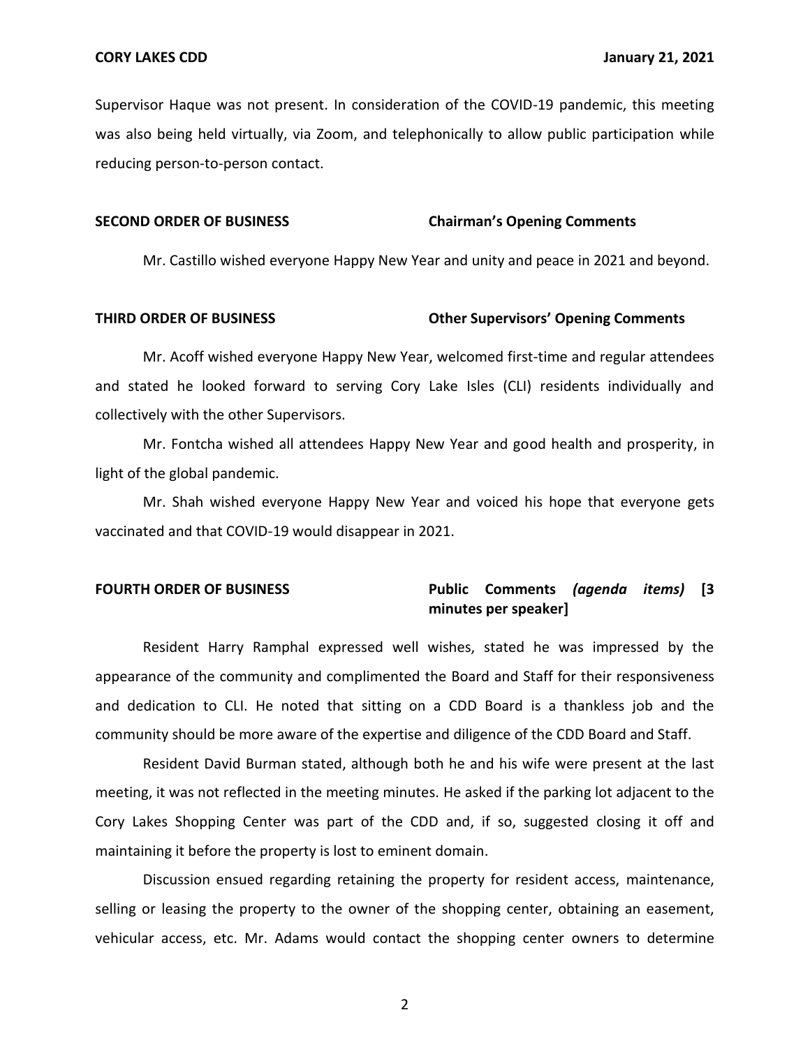Supervisor Haque was not present. In consideration of the COVID-19 pandemic, this meeting was also being held virtually, via Zoom, and telephonically to allow public participation while reducing person-to-person contact.

**SECOND ORDER OF BUSINESS** **Chairman's Opening Comments**

Mr. Castillo wished everyone Happy New Year and unity and peace in 2021 and beyond.

**THIRD ORDER OF BUSINESS** **Other Supervisors' Opening Comments**

Mr. Acoff wished everyone Happy New Year, welcomed first-time and regular attendees and stated he looked forward to serving Cory Lake Isles (CLI) residents individually and collectively with the other Supervisors.

Mr. Fontcha wished all attendees Happy New Year and good health and prosperity, in light of the global pandemic.

Mr. Shah wished everyone Happy New Year and voiced his hope that everyone gets vaccinated and that COVID-19 would disappear in 2021.

**FOURTH ORDER OF BUSINESS** **Public Comments *(agenda items)* [3 minutes per speaker]**

Resident Harry Ramphal expressed well wishes, stated he was impressed by the appearance of the community and complimented the Board and Staff for their responsiveness and dedication to CLI. He noted that sitting on a CDD Board is a thankless job and the community should be more aware of the expertise and diligence of the CDD Board and Staff.

Resident David Burman stated, although both he and his wife were present at the last meeting, it was not reflected in the meeting minutes. He asked if the parking lot adjacent to the Cory Lakes Shopping Center was part of the CDD and, if so, suggested closing it off and maintaining it before the property is lost to eminent domain.

Discussion ensued regarding retaining the property for resident access, maintenance, selling or leasing the property to the owner of the shopping center, obtaining an easement, vehicular access, etc. Mr. Adams would contact the shopping center owners to determine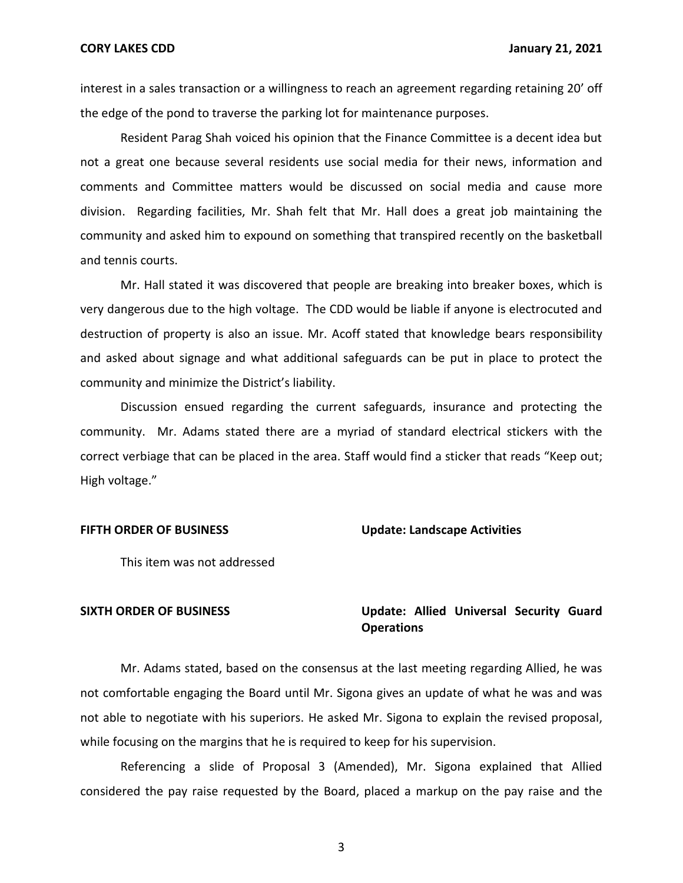interest in a sales transaction or a willingness to reach an agreement regarding retaining 20' off the edge of the pond to traverse the parking lot for maintenance purposes.

Resident Parag Shah voiced his opinion that the Finance Committee is a decent idea but not a great one because several residents use social media for their news, information and comments and Committee matters would be discussed on social media and cause more division. Regarding facilities, Mr. Shah felt that Mr. Hall does a great job maintaining the community and asked him to expound on something that transpired recently on the basketball and tennis courts.

Mr. Hall stated it was discovered that people are breaking into breaker boxes, which is very dangerous due to the high voltage. The CDD would be liable if anyone is electrocuted and destruction of property is also an issue. Mr. Acoff stated that knowledge bears responsibility and asked about signage and what additional safeguards can be put in place to protect the community and minimize the District's liability.

Discussion ensued regarding the current safeguards, insurance and protecting the community. Mr. Adams stated there are a myriad of standard electrical stickers with the correct verbiage that can be placed in the area. Staff would find a sticker that reads "Keep out; High voltage."

**FIFTH ORDER OF BUSINESS** **Update: Landscape Activities**

This item was not addressed

**SIXTH ORDER OF BUSINESS** **Update: Allied Universal Security Guard Operations**

Mr. Adams stated, based on the consensus at the last meeting regarding Allied, he was not comfortable engaging the Board until Mr. Sigona gives an update of what he was and was not able to negotiate with his superiors. He asked Mr. Sigona to explain the revised proposal, while focusing on the margins that he is required to keep for his supervision.

Referencing a slide of Proposal 3 (Amended), Mr. Sigona explained that Allied considered the pay raise requested by the Board, placed a markup on the pay raise and the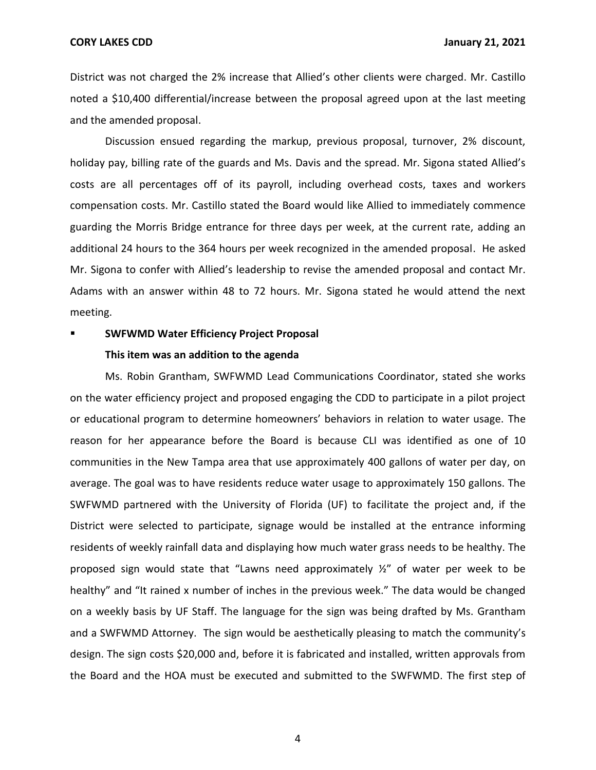District was not charged the 2% increase that Allied's other clients were charged. Mr. Castillo noted a $10,400 differential/increase between the proposal agreed upon at the last meeting and the amended proposal.

Discussion ensued regarding the markup, previous proposal, turnover, 2% discount, holiday pay, billing rate of the guards and Ms. Davis and the spread. Mr. Sigona stated Allied's costs are all percentages off of its payroll, including overhead costs, taxes and workers compensation costs. Mr. Castillo stated the Board would like Allied to immediately commence guarding the Morris Bridge entrance for three days per week, at the current rate, adding an additional 24 hours to the 364 hours per week recognized in the amended proposal. He asked Mr. Sigona to confer with Allied's leadership to revise the amended proposal and contact Mr. Adams with an answer within 48 to 72 hours. Mr. Sigona stated he would attend the next meeting.

- **SWFWMD Water Efficiency Project Proposal**

  **This item was an addition to the agenda**

Ms. Robin Grantham, SWFWMD Lead Communications Coordinator, stated she works on the water efficiency project and proposed engaging the CDD to participate in a pilot project or educational program to determine homeowners' behaviors in relation to water usage. The reason for her appearance before the Board is because CLI was identified as one of 10 communities in the New Tampa area that use approximately 400 gallons of water per day, on average. The goal was to have residents reduce water usage to approximately 150 gallons. The SWFWMD partnered with the University of Florida (UF) to facilitate the project and, if the District were selected to participate, signage would be installed at the entrance informing residents of weekly rainfall data and displaying how much water grass needs to be healthy. The proposed sign would state that "Lawns need approximately ½" of water per week to be healthy" and "It rained x number of inches in the previous week." The data would be changed on a weekly basis by UF Staff. The language for the sign was being drafted by Ms. Grantham and a SWFWMD Attorney. The sign would be aesthetically pleasing to match the community's design. The sign costs $20,000 and, before it is fabricated and installed, written approvals from the Board and the HOA must be executed and submitted to the SWFWMD. The first step of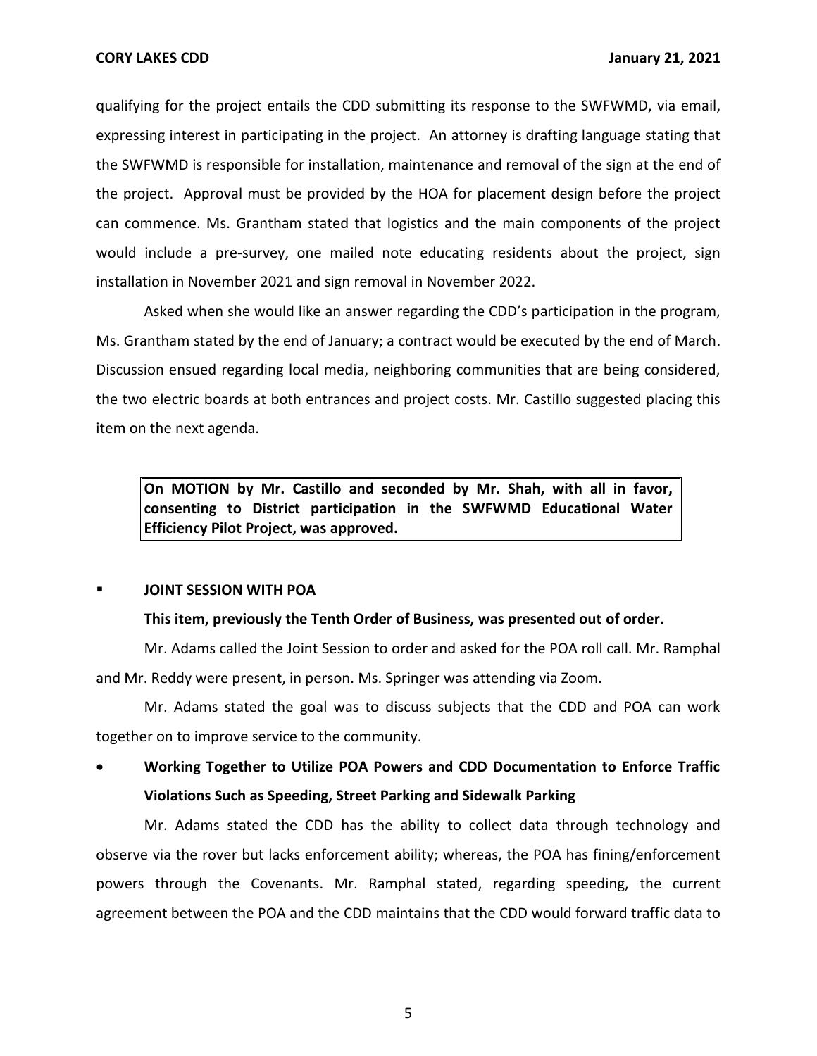qualifying for the project entails the CDD submitting its response to the SWFWMD, via email, expressing interest in participating in the project. An attorney is drafting language stating that the SWFWMD is responsible for installation, maintenance and removal of the sign at the end of the project. Approval must be provided by the HOA for placement design before the project can commence. Ms. Grantham stated that logistics and the main components of the project would include a pre-survey, one mailed note educating residents about the project, sign installation in November 2021 and sign removal in November 2022.

Asked when she would like an answer regarding the CDD's participation in the program, Ms. Grantham stated by the end of January; a contract would be executed by the end of March. Discussion ensued regarding local media, neighboring communities that are being considered, the two electric boards at both entrances and project costs. Mr. Castillo suggested placing this item on the next agenda.

> **On MOTION by Mr. Castillo and seconded by Mr. Shah, with all in favor, consenting to District participation in the SWFWMD Educational Water Efficiency Pilot Project, was approved.**

- **JOINT SESSION WITH POA**

**This item, previously the Tenth Order of Business, was presented out of order.**

Mr. Adams called the Joint Session to order and asked for the POA roll call. Mr. Ramphal and Mr. Reddy were present, in person. Ms. Springer was attending via Zoom.

Mr. Adams stated the goal was to discuss subjects that the CDD and POA can work together on to improve service to the community.

- **Working Together to Utilize POA Powers and CDD Documentation to Enforce Traffic Violations Such as Speeding, Street Parking and Sidewalk Parking**

Mr. Adams stated the CDD has the ability to collect data through technology and observe via the rover but lacks enforcement ability; whereas, the POA has fining/enforcement powers through the Covenants. Mr. Ramphal stated, regarding speeding, the current agreement between the POA and the CDD maintains that the CDD would forward traffic data to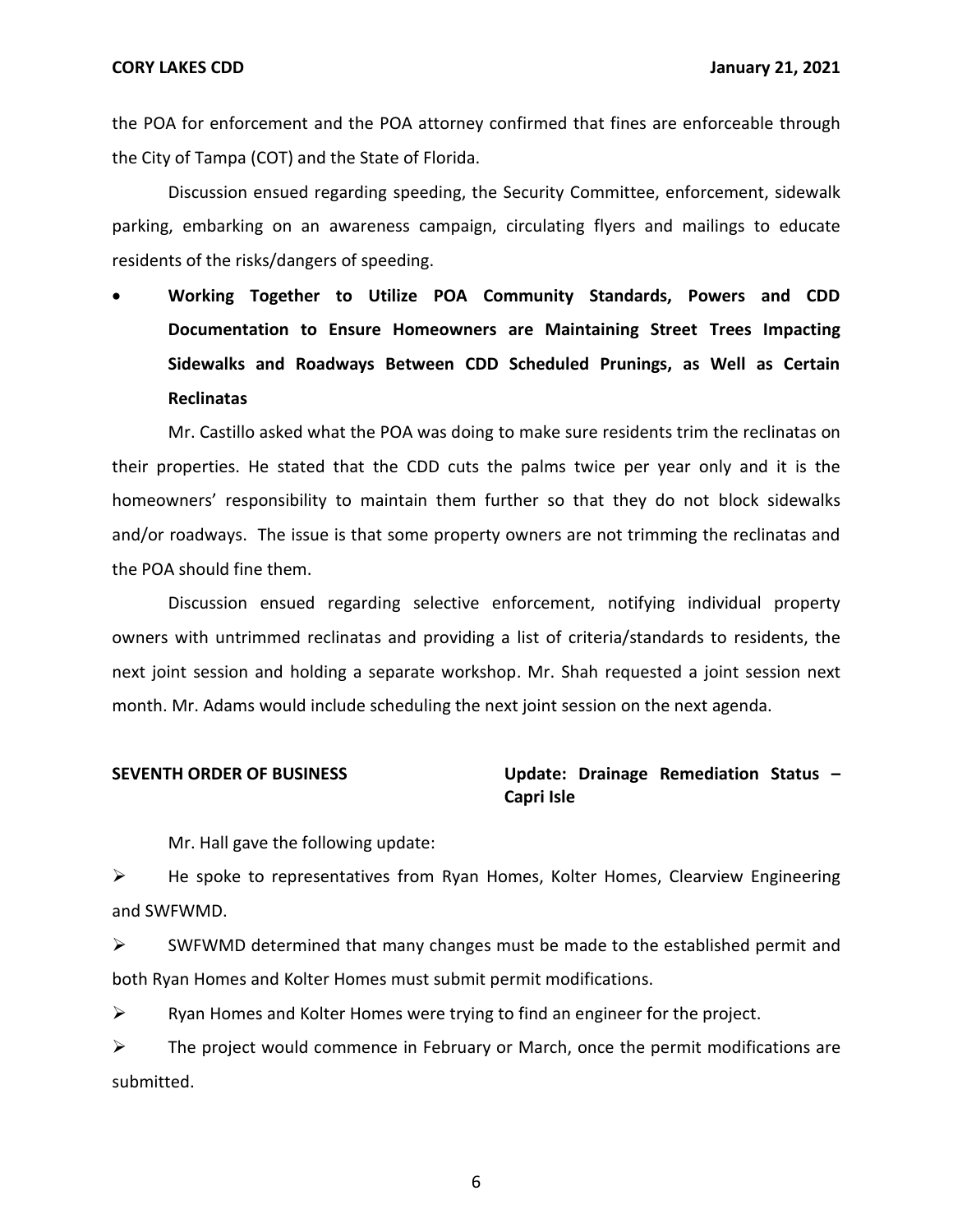the POA for enforcement and the POA attorney confirmed that fines are enforceable through the City of Tampa (COT) and the State of Florida.

Discussion ensued regarding speeding, the Security Committee, enforcement, sidewalk parking, embarking on an awareness campaign, circulating flyers and mailings to educate residents of the risks/dangers of speeding.

- **Working Together to Utilize POA Community Standards, Powers and CDD Documentation to Ensure Homeowners are Maintaining Street Trees Impacting Sidewalks and Roadways Between CDD Scheduled Prunings, as Well as Certain Reclinatas**

Mr. Castillo asked what the POA was doing to make sure residents trim the reclinatas on their properties. He stated that the CDD cuts the palms twice per year only and it is the homeowners' responsibility to maintain them further so that they do not block sidewalks and/or roadways. The issue is that some property owners are not trimming the reclinatas and the POA should fine them.

Discussion ensued regarding selective enforcement, notifying individual property owners with untrimmed reclinatas and providing a list of criteria/standards to residents, the next joint session and holding a separate workshop. Mr. Shah requested a joint session next month. Mr. Adams would include scheduling the next joint session on the next agenda.

**SEVENTH ORDER OF BUSINESS** **Update: Drainage Remediation Status – Capri Isle**

Mr. Hall gave the following update:

- He spoke to representatives from Ryan Homes, Kolter Homes, Clearview Engineering and SWFWMD.
- SWFWMD determined that many changes must be made to the established permit and both Ryan Homes and Kolter Homes must submit permit modifications.
- Ryan Homes and Kolter Homes were trying to find an engineer for the project.
- The project would commence in February or March, once the permit modifications are submitted.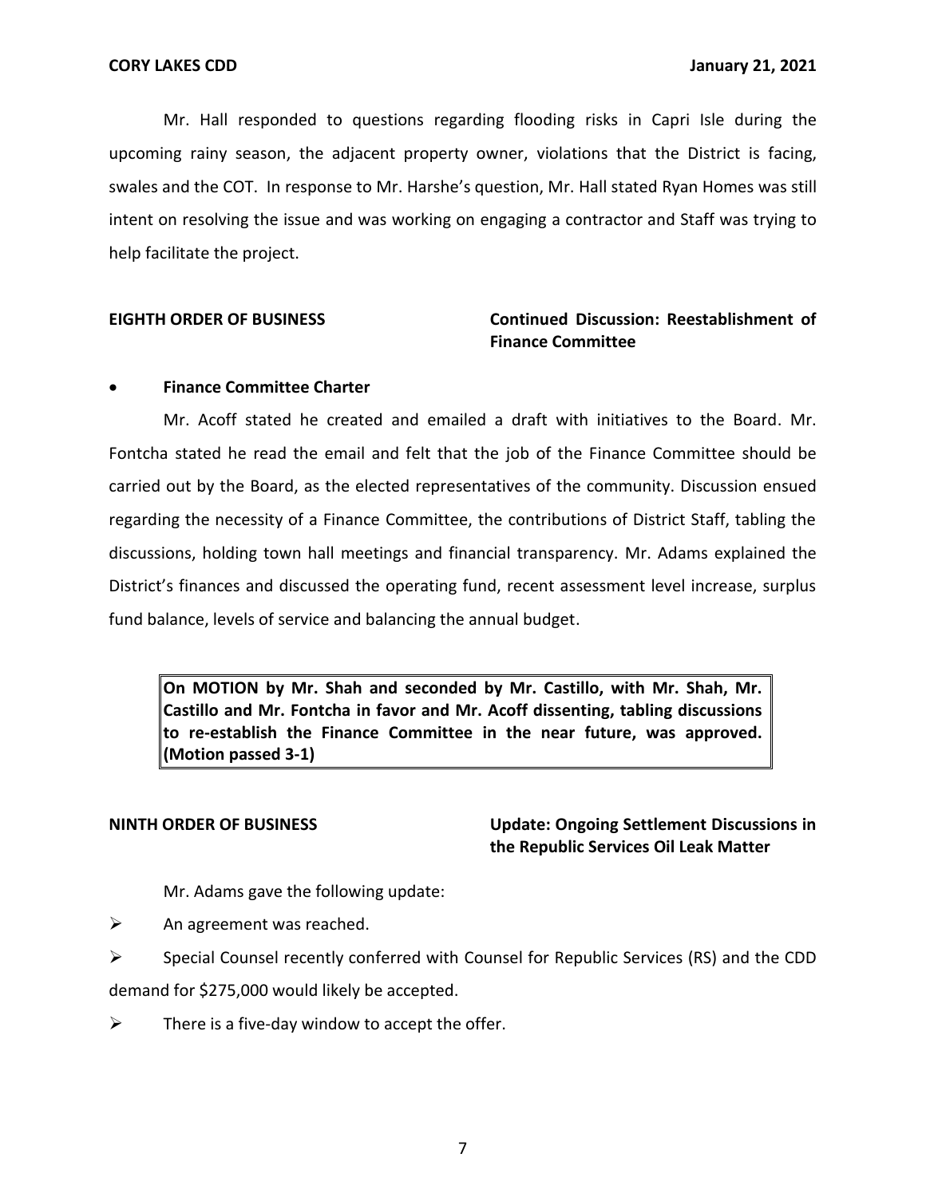Mr. Hall responded to questions regarding flooding risks in Capri Isle during the upcoming rainy season, the adjacent property owner, violations that the District is facing, swales and the COT. In response to Mr. Harshe's question, Mr. Hall stated Ryan Homes was still intent on resolving the issue and was working on engaging a contractor and Staff was trying to help facilitate the project.

**EIGHTH ORDER OF BUSINESS** **Continued Discussion: Reestablishment of Finance Committee**

- **Finance Committee Charter**

Mr. Acoff stated he created and emailed a draft with initiatives to the Board. Mr. Fontcha stated he read the email and felt that the job of the Finance Committee should be carried out by the Board, as the elected representatives of the community. Discussion ensued regarding the necessity of a Finance Committee, the contributions of District Staff, tabling the discussions, holding town hall meetings and financial transparency. Mr. Adams explained the District's finances and discussed the operating fund, recent assessment level increase, surplus fund balance, levels of service and balancing the annual budget.

> **On MOTION by Mr. Shah and seconded by Mr. Castillo, with Mr. Shah, Mr. Castillo and Mr. Fontcha in favor and Mr. Acoff dissenting, tabling discussions to re-establish the Finance Committee in the near future, was approved. (Motion passed 3-1)**

**NINTH ORDER OF BUSINESS** **Update: Ongoing Settlement Discussions in the Republic Services Oil Leak Matter**

Mr. Adams gave the following update:

- An agreement was reached.
- Special Counsel recently conferred with Counsel for Republic Services (RS) and the CDD demand for $275,000 would likely be accepted.
- There is a five-day window to accept the offer.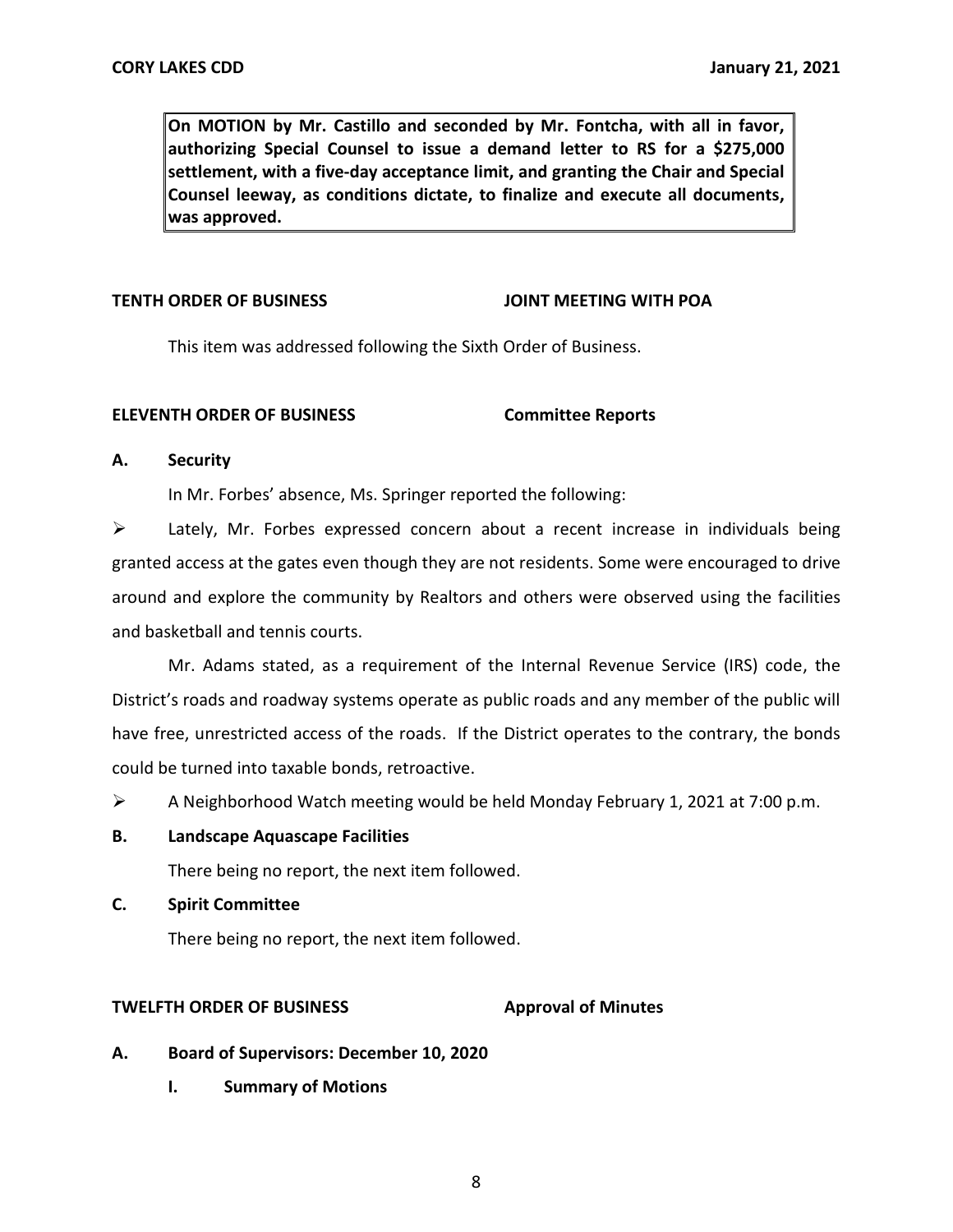**On MOTION by Mr. Castillo and seconded by Mr. Fontcha, with all in favor, authorizing Special Counsel to issue a demand letter to RS for a $275,000 settlement, with a five-day acceptance limit, and granting the Chair and Special Counsel leeway, as conditions dictate, to finalize and execute all documents, was approved.**

**TENTH ORDER OF BUSINESS JOINT MEETING WITH POA**

This item was addressed following the Sixth Order of Business.

**ELEVENTH ORDER OF BUSINESS Committee Reports**

**A. Security**

In Mr. Forbes' absence, Ms. Springer reported the following:

- Lately, Mr. Forbes expressed concern about a recent increase in individuals being granted access at the gates even though they are not residents. Some were encouraged to drive around and explore the community by Realtors and others were observed using the facilities and basketball and tennis courts.

Mr. Adams stated, as a requirement of the Internal Revenue Service (IRS) code, the District's roads and roadway systems operate as public roads and any member of the public will have free, unrestricted access of the roads. If the District operates to the contrary, the bonds could be turned into taxable bonds, retroactive.

- A Neighborhood Watch meeting would be held Monday February 1, 2021 at 7:00 p.m.

**B. Landscape Aquascape Facilities**

There being no report, the next item followed.

**C. Spirit Committee**

There being no report, the next item followed.

**TWELFTH ORDER OF BUSINESS Approval of Minutes**

**A. Board of Supervisors: December 10, 2020**

**I. Summary of Motions**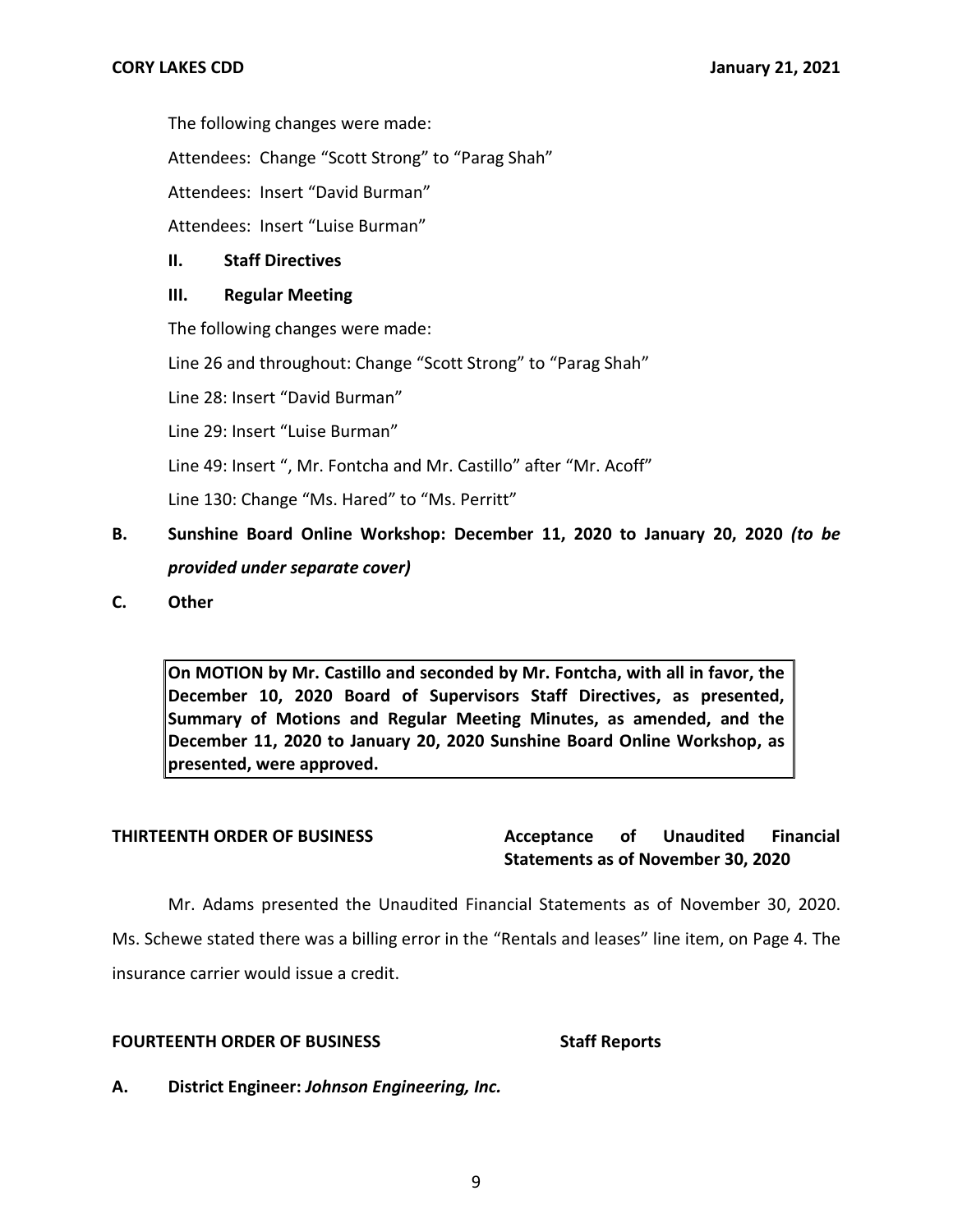The following changes were made:

Attendees: Change “Scott Strong” to “Parag Shah”

Attendees: Insert “David Burman”

Attendees: Insert “Luise Burman”

**II. Staff Directives**

**III. Regular Meeting**

The following changes were made:

Line 26 and throughout: Change “Scott Strong” to “Parag Shah”

Line 28: Insert “David Burman”

Line 29: Insert “Luise Burman”

Line 49: Insert “, Mr. Fontcha and Mr. Castillo” after “Mr. Acoff”

Line 130: Change “Ms. Hared” to “Ms. Perritt”

**B. Sunshine Board Online Workshop: December 11, 2020 to January 20, 2020** ***(to be provided under separate cover)***

**C. Other**

> **On MOTION by Mr. Castillo and seconded by Mr. Fontcha, with all in favor, the December 10, 2020 Board of Supervisors Staff Directives, as presented, Summary of Motions and Regular Meeting Minutes, as amended, and the December 11, 2020 to January 20, 2020 Sunshine Board Online Workshop, as presented, were approved.**

**THIRTEENTH ORDER OF BUSINESS** **Acceptance of Unaudited Financial Statements as of November 30, 2020**

Mr. Adams presented the Unaudited Financial Statements as of November 30, 2020. Ms. Schewe stated there was a billing error in the “Rentals and leases” line item, on Page 4. The insurance carrier would issue a credit.

**FOURTEENTH ORDER OF BUSINESS** **Staff Reports**

**A. District Engineer:** ***Johnson Engineering, Inc.***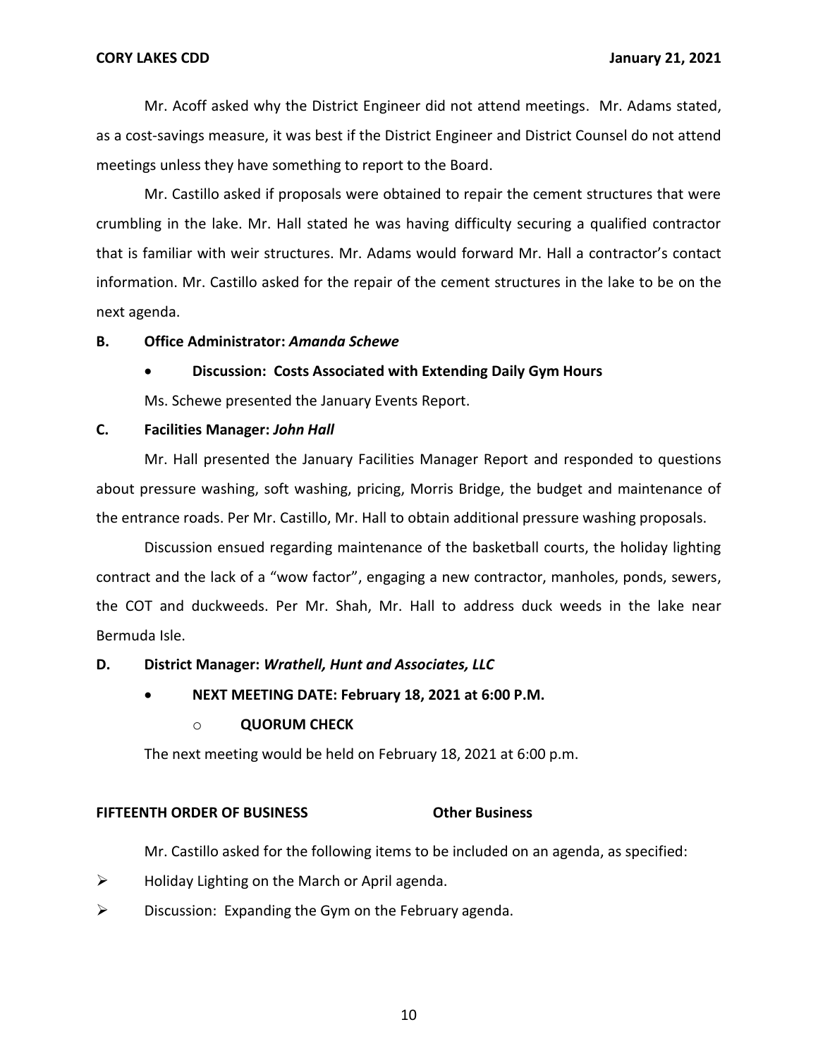Mr. Acoff asked why the District Engineer did not attend meetings. Mr. Adams stated, as a cost-savings measure, it was best if the District Engineer and District Counsel do not attend meetings unless they have something to report to the Board.

Mr. Castillo asked if proposals were obtained to repair the cement structures that were crumbling in the lake. Mr. Hall stated he was having difficulty securing a qualified contractor that is familiar with weir structures. Mr. Adams would forward Mr. Hall a contractor's contact information. Mr. Castillo asked for the repair of the cement structures in the lake to be on the next agenda.

**B. Office Administrator:** ***Amanda Schewe***

- **Discussion: Costs Associated with Extending Daily Gym Hours**

Ms. Schewe presented the January Events Report.

**C. Facilities Manager:** ***John Hall***

Mr. Hall presented the January Facilities Manager Report and responded to questions about pressure washing, soft washing, pricing, Morris Bridge, the budget and maintenance of the entrance roads. Per Mr. Castillo, Mr. Hall to obtain additional pressure washing proposals.

Discussion ensued regarding maintenance of the basketball courts, the holiday lighting contract and the lack of a "wow factor", engaging a new contractor, manholes, ponds, sewers, the COT and duckweeds. Per Mr. Shah, Mr. Hall to address duck weeds in the lake near Bermuda Isle.

**D. District Manager:** ***Wrathell, Hunt and Associates, LLC***

- **NEXT MEETING DATE: February 18, 2021 at 6:00 P.M.**
  - **QUORUM CHECK**

The next meeting would be held on February 18, 2021 at 6:00 p.m.

**FIFTEENTH ORDER OF BUSINESS** **Other Business**

Mr. Castillo asked for the following items to be included on an agenda, as specified:

- Holiday Lighting on the March or April agenda.
- Discussion: Expanding the Gym on the February agenda.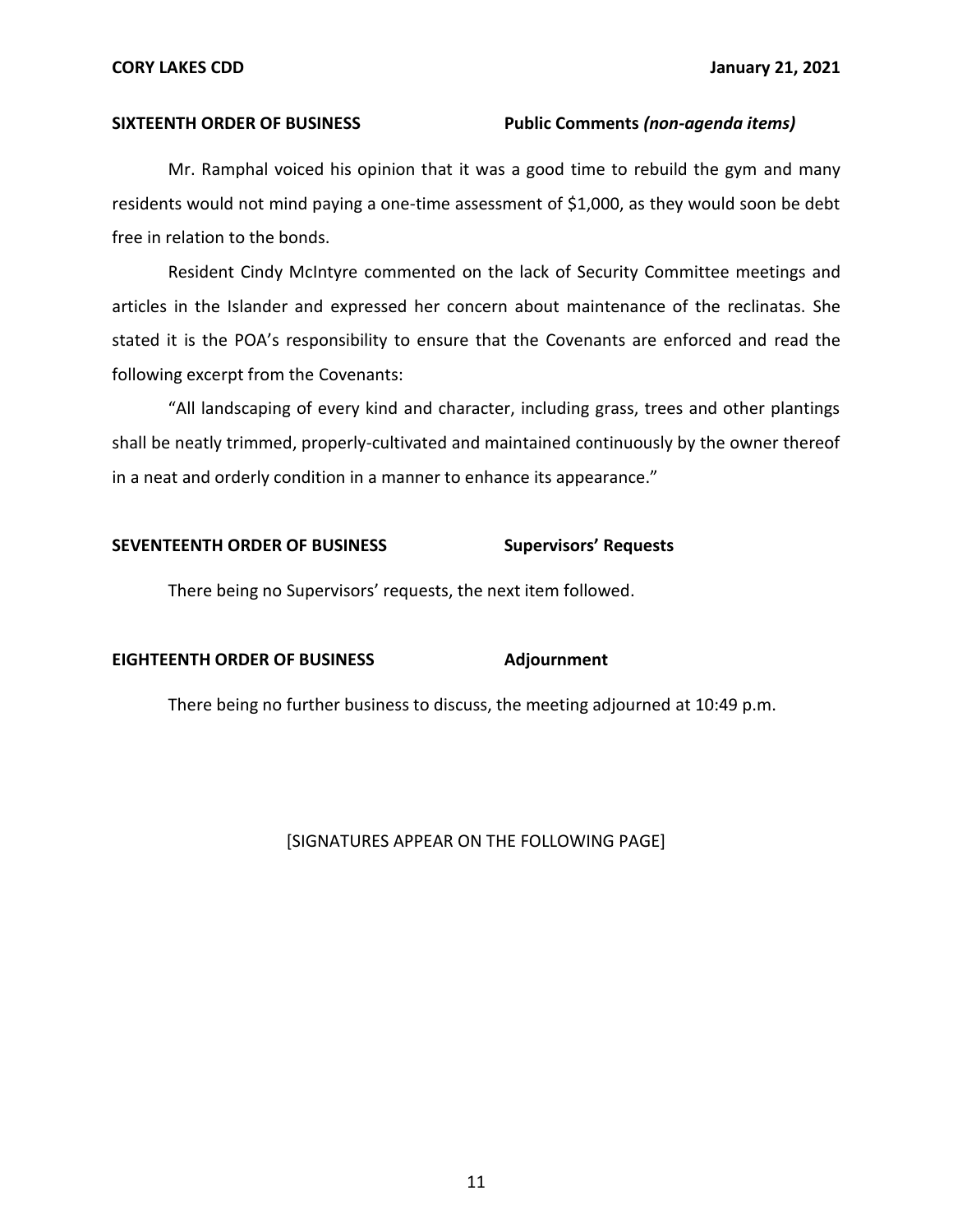**SIXTEENTH ORDER OF BUSINESS** **Public Comments *(non-agenda items)***

Mr. Ramphal voiced his opinion that it was a good time to rebuild the gym and many residents would not mind paying a one-time assessment of $1,000, as they would soon be debt free in relation to the bonds.

Resident Cindy McIntyre commented on the lack of Security Committee meetings and articles in the Islander and expressed her concern about maintenance of the reclinatas. She stated it is the POA's responsibility to ensure that the Covenants are enforced and read the following excerpt from the Covenants:

"All landscaping of every kind and character, including grass, trees and other plantings shall be neatly trimmed, properly-cultivated and maintained continuously by the owner thereof in a neat and orderly condition in a manner to enhance its appearance."

**SEVENTEENTH ORDER OF BUSINESS** **Supervisors' Requests**

There being no Supervisors' requests, the next item followed.

**EIGHTEENTH ORDER OF BUSINESS** **Adjournment**

There being no further business to discuss, the meeting adjourned at 10:49 p.m.

[SIGNATURES APPEAR ON THE FOLLOWING PAGE]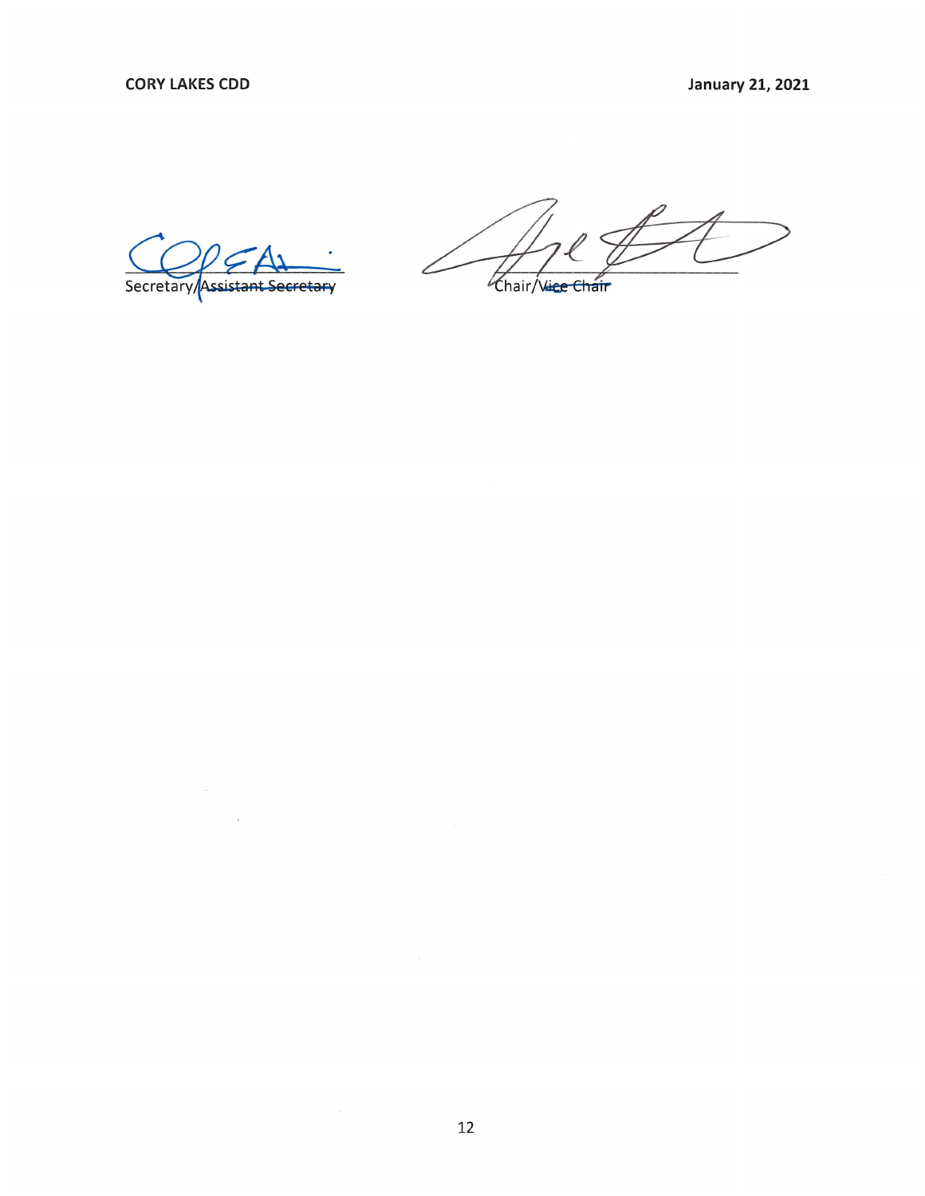Secretary/~~Assistant Secretary~~

Chair/~~Vice Chair~~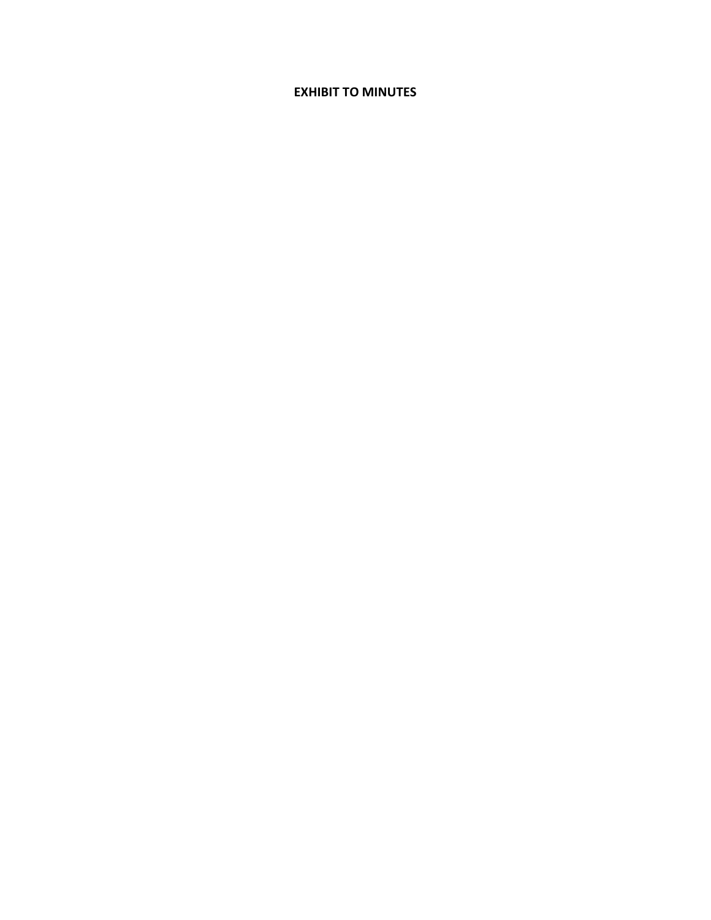**EXHIBIT TO MINUTES**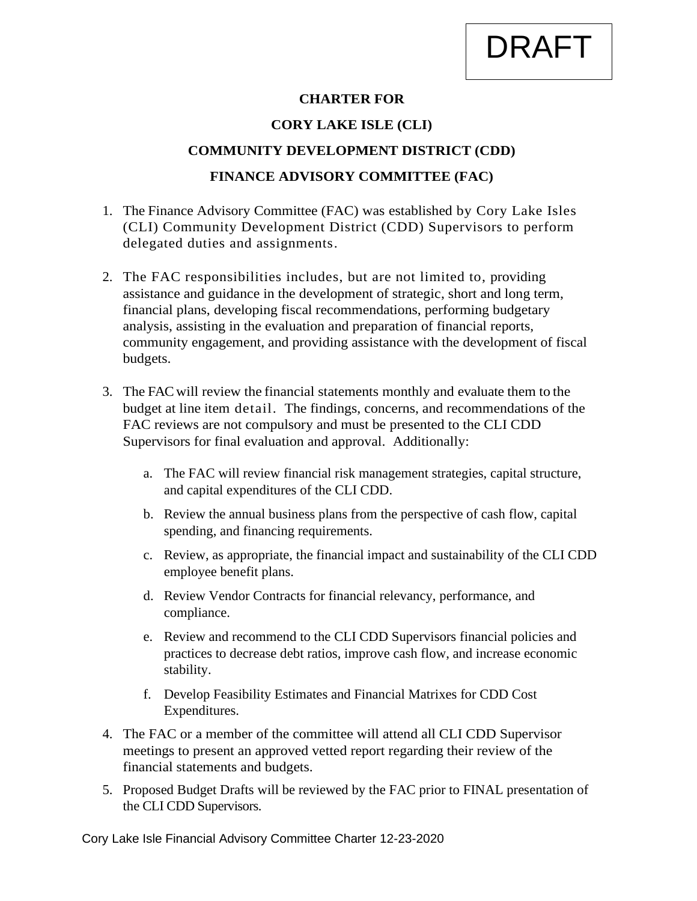DRAFT

**CHARTER FOR**

**CORY LAKE ISLE (CLI)**

**COMMUNITY DEVELOPMENT DISTRICT (CDD)**

**FINANCE ADVISORY COMMITTEE (FAC)**

1. The Finance Advisory Committee (FAC) was established by Cory Lake Isles (CLI) Community Development District (CDD) Supervisors to perform delegated duties and assignments.

2. The FAC responsibilities includes, but are not limited to, providing assistance and guidance in the development of strategic, short and long term, financial plans, developing fiscal recommendations, performing budgetary analysis, assisting in the evaluation and preparation of financial reports, community engagement, and providing assistance with the development of fiscal budgets.

3. The FAC will review the financial statements monthly and evaluate them to the budget at line item detail. The findings, concerns, and recommendations of the FAC reviews are not compulsory and must be presented to the CLI CDD Supervisors for final evaluation and approval. Additionally:

   a. The FAC will review financial risk management strategies, capital structure, and capital expenditures of the CLI CDD.

   b. Review the annual business plans from the perspective of cash flow, capital spending, and financing requirements.

   c. Review, as appropriate, the financial impact and sustainability of the CLI CDD employee benefit plans.

   d. Review Vendor Contracts for financial relevancy, performance, and compliance.

   e. Review and recommend to the CLI CDD Supervisors financial policies and practices to decrease debt ratios, improve cash flow, and increase economic stability.

   f. Develop Feasibility Estimates and Financial Matrixes for CDD Cost Expenditures.

4. The FAC or a member of the committee will attend all CLI CDD Supervisor meetings to present an approved vetted report regarding their review of the financial statements and budgets.

5. Proposed Budget Drafts will be reviewed by the FAC prior to FINAL presentation of the CLI CDD Supervisors.

Cory Lake Isle Financial Advisory Committee Charter 12-23-2020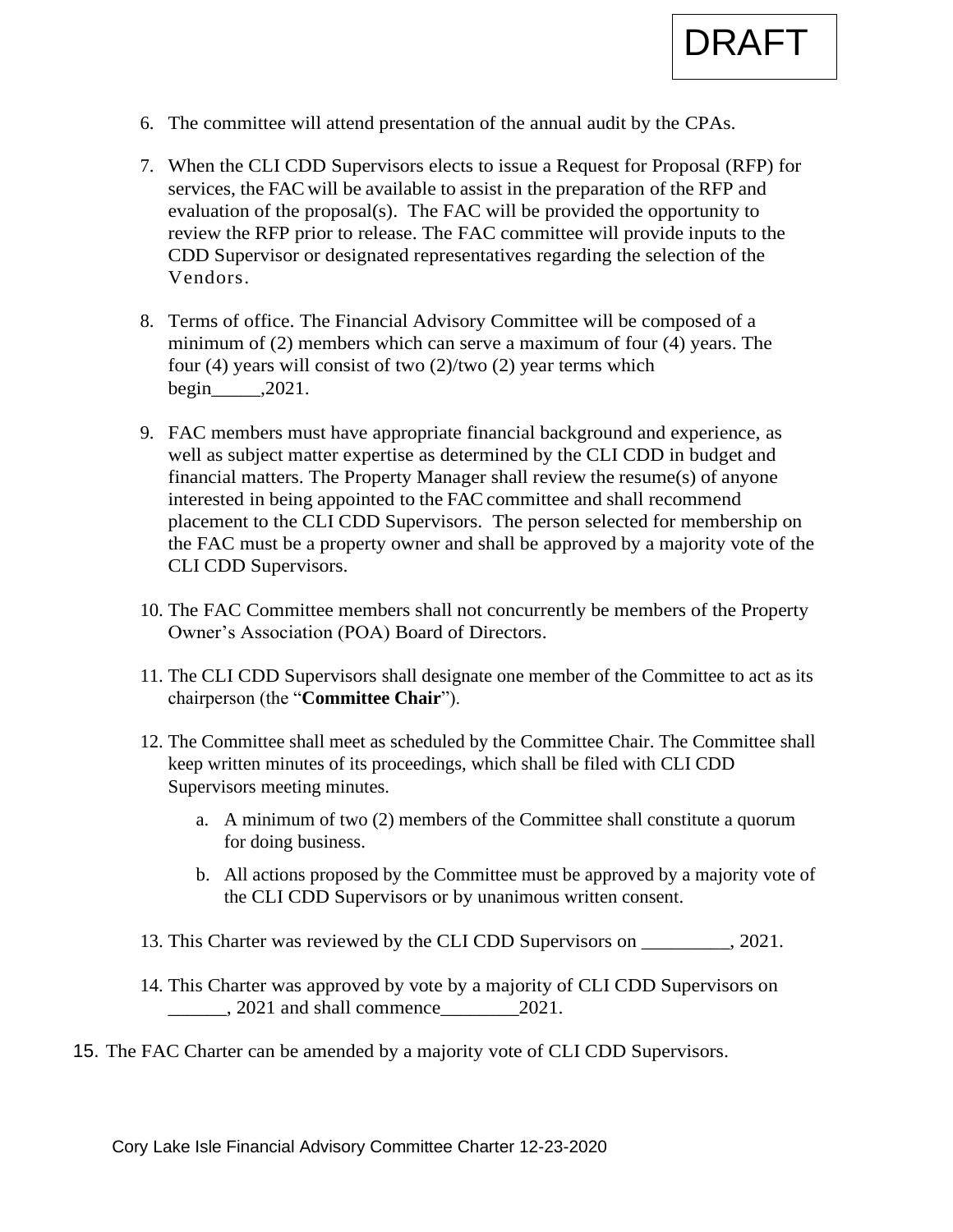DRAFT

6. The committee will attend presentation of the annual audit by the CPAs.

7. When the CLI CDD Supervisors elects to issue a Request for Proposal (RFP) for services, the FAC will be available to assist in the preparation of the RFP and evaluation of the proposal(s). The FAC will be provided the opportunity to review the RFP prior to release. The FAC committee will provide inputs to the CDD Supervisor or designated representatives regarding the selection of the Vendors.

8. Terms of office. The Financial Advisory Committee will be composed of a minimum of (2) members which can serve a maximum of four (4) years. The four (4) years will consist of two (2)/two (2) year terms which begin_____,2021.

9. FAC members must have appropriate financial background and experience, as well as subject matter expertise as determined by the CLI CDD in budget and financial matters. The Property Manager shall review the resume(s) of anyone interested in being appointed to the FAC committee and shall recommend placement to the CLI CDD Supervisors. The person selected for membership on the FAC must be a property owner and shall be approved by a majority vote of the CLI CDD Supervisors.

10. The FAC Committee members shall not concurrently be members of the Property Owner's Association (POA) Board of Directors.

11. The CLI CDD Supervisors shall designate one member of the Committee to act as its chairperson (the "**Committee Chair**").

12. The Committee shall meet as scheduled by the Committee Chair. The Committee shall keep written minutes of its proceedings, which shall be filed with CLI CDD Supervisors meeting minutes.

    a. A minimum of two (2) members of the Committee shall constitute a quorum for doing business.

    b. All actions proposed by the Committee must be approved by a majority vote of the CLI CDD Supervisors or by unanimous written consent.

13. This Charter was reviewed by the CLI CDD Supervisors on _________, 2021.

14. This Charter was approved by vote by a majority of CLI CDD Supervisors on ______, 2021 and shall commence________2021.

15. The FAC Charter can be amended by a majority vote of CLI CDD Supervisors.

Cory Lake Isle Financial Advisory Committee Charter 12-23-2020